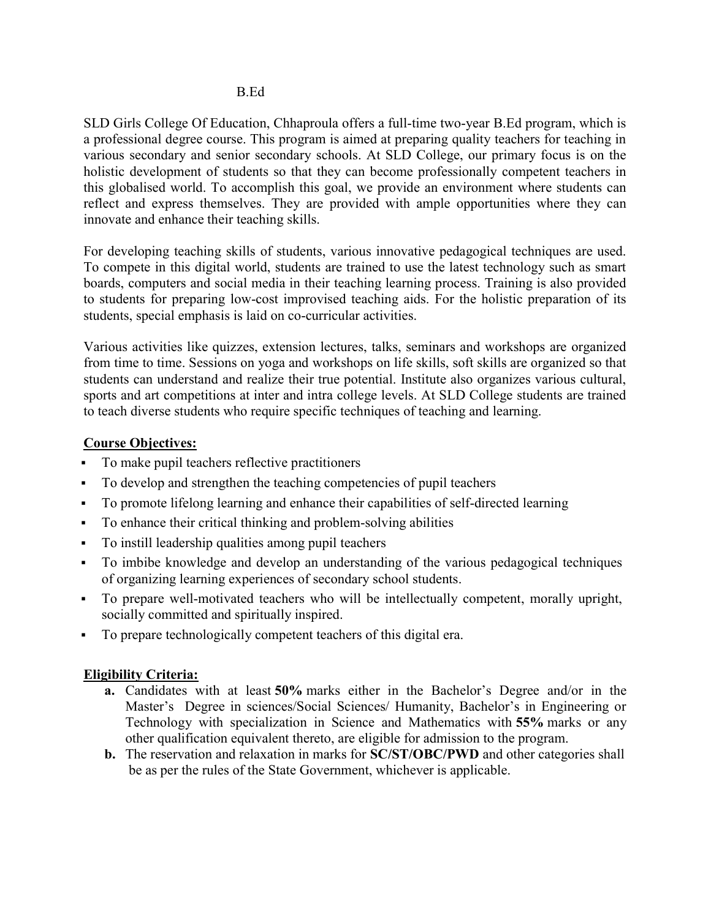# B.Ed

SLD Girls College Of Education, Chhaproula offers a full-time two-year B.Ed program, which is a professional degree course. This program is aimed at preparing quality teachers for teaching in various secondary and senior secondary schools. At SLD College, our primary focus is on the holistic development of students so that they can become professionally competent teachers in this globalised world. To accomplish this goal, we provide an environment where students can reflect and express themselves. They are provided with ample opportunities where they can innovate and enhance their teaching skills.

For developing teaching skills of students, various innovative pedagogical techniques are used. To compete in this digital world, students are trained to use the latest technology such as smart boards, computers and social media in their teaching learning process. Training is also provided to students for preparing low-cost improvised teaching aids. For the holistic preparation of its students, special emphasis is laid on co-curricular activities.

Various activities like quizzes, extension lectures, talks, seminars and workshops are organized from time to time. Sessions on yoga and workshops on life skills, soft skills are organized so that students can understand and realize their true potential. Institute also organizes various cultural, sports and art competitions at inter and intra college levels. At SLD College students are trained to teach diverse students who require specific techniques of teaching and learning.

## Course Objectives:

- To make pupil teachers reflective practitioners
- To develop and strengthen the teaching competencies of pupil teachers
- To promote lifelong learning and enhance their capabilities of self-directed learning
- To enhance their critical thinking and problem-solving abilities
- To instill leadership qualities among pupil teachers
- To imbibe knowledge and develop an understanding of the various pedagogical techniques of organizing learning experiences of secondary school students.
- To prepare well-motivated teachers who will be intellectually competent, morally upright, socially committed and spiritually inspired.
- To prepare technologically competent teachers of this digital era.

## Eligibility Criteria:

**a.** Candidates with at least **50%** marks either in the Bachelor's Degree and/or in the Master's Degree in sciences/Social Sciences/ Humanity, Bachelor's in Engineering or Technology with specialization in Science and Mathematics with **55%** marks or any other qualification equivalent thereto, are eligible for admission to the program.

**b.** The reservation and relaxation in marks for **SC/ST/OBC/PWD** and other categories shall be as per the rules of the State Government, whichever is applicable.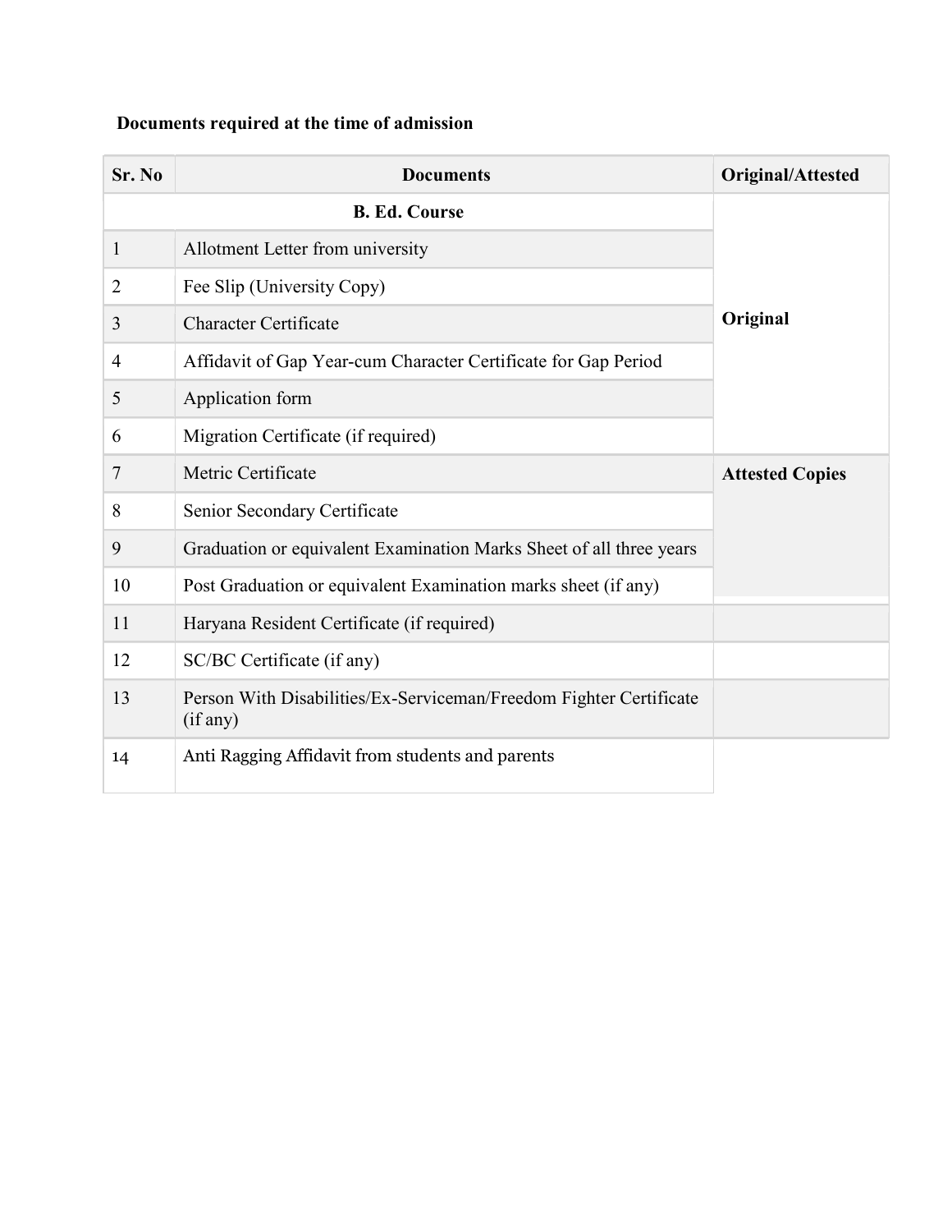**Documents required at the time of admission**

| Sr. No | Documents | Original/Attested |
|---|---|---|
| | **B. Ed. Course** | **Original** |
| 1 | Allotment Letter from university | |
| 2 | Fee Slip (University Copy) | |
| 3 | Character Certificate | |
| 4 | Affidavit of Gap Year-cum Character Certificate for Gap Period | |
| 5 | Application form | |
| 6 | Migration Certificate (if required) | |
| 7 | Metric Certificate | **Attested Copies** |
| 8 | Senior Secondary Certificate | |
| 9 | Graduation or equivalent Examination Marks Sheet of all three years | |
| 10 | Post Graduation or equivalent Examination marks sheet (if any) | |
| 11 | Haryana Resident Certificate (if required) | |
| 12 | SC/BC Certificate (if any) | |
| 13 | Person With Disabilities/Ex-Serviceman/Freedom Fighter Certificate (if any) | |
| 14 | Anti Ragging Affidavit from students and parents | |